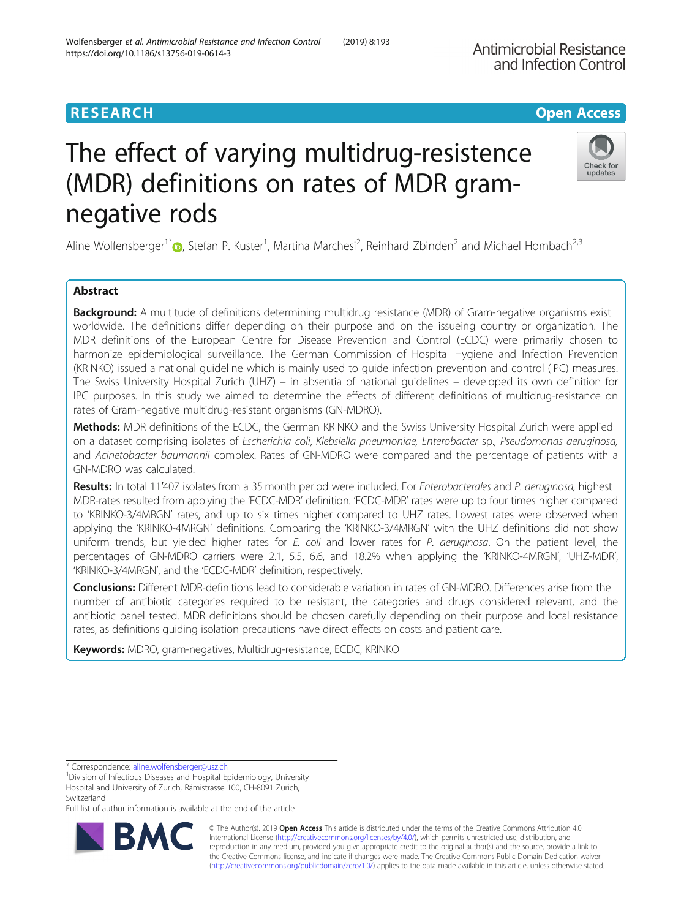RESEARCH Open Access

# The effect of varying multidrug-resistence (MDR) definitions on rates of MDR gram-negative rods

Aline Wolfensberger[1*], Stefan P. Kuster[1], Martina Marchesi[2], Reinhard Zbinden[2] and Michael Hombach[2,3]

## Abstract

**Background:** A multitude of definitions determining multidrug resistance (MDR) of Gram-negative organisms exist worldwide. The definitions differ depending on their purpose and on the issueing country or organization. The MDR definitions of the European Centre for Disease Prevention and Control (ECDC) were primarily chosen to harmonize epidemiological surveillance. The German Commission of Hospital Hygiene and Infection Prevention (KRINKO) issued a national guideline which is mainly used to guide infection prevention and control (IPC) measures. The Swiss University Hospital Zurich (UHZ) – in absentia of national guidelines – developed its own definition for IPC purposes. In this study we aimed to determine the effects of different definitions of multidrug-resistance on rates of Gram-negative multidrug-resistant organisms (GN-MDRO).

**Methods:** MDR definitions of the ECDC, the German KRINKO and the Swiss University Hospital Zurich were applied on a dataset comprising isolates of *Escherichia coli*, *Klebsiella pneumoniae*, *Enterobacter* sp., *Pseudomonas aeruginosa*, and *Acinetobacter baumannii* complex. Rates of GN-MDRO were compared and the percentage of patients with a GN-MDRO was calculated.

**Results:** In total 11'407 isolates from a 35 month period were included. For *Enterobacterales* and *P. aeruginosa*, highest MDR-rates resulted from applying the 'ECDC-MDR' definition. 'ECDC-MDR' rates were up to four times higher compared to 'KRINKO-3/4MRGN' rates, and up to six times higher compared to UHZ rates. Lowest rates were observed when applying the 'KRINKO-4MRGN' definitions. Comparing the 'KRINKO-3/4MRGN' with the UHZ definitions did not show uniform trends, but yielded higher rates for *E. coli* and lower rates for *P. aeruginosa*. On the patient level, the percentages of GN-MDRO carriers were 2.1, 5.5, 6.6, and 18.2% when applying the 'KRINKO-4MRGN', 'UHZ-MDR', 'KRINKO-3/4MRGN', and the 'ECDC-MDR' definition, respectively.

**Conclusions:** Different MDR-definitions lead to considerable variation in rates of GN-MDRO. Differences arise from the number of antibiotic categories required to be resistant, the categories and drugs considered relevant, and the antibiotic panel tested. MDR definitions should be chosen carefully depending on their purpose and local resistance rates, as definitions guiding isolation precautions have direct effects on costs and patient care.

**Keywords:** MDRO, gram-negatives, Multidrug-resistance, ECDC, KRINKO

---

\* Correspondence: aline.wolfensberger@usz.ch
[1]Division of Infectious Diseases and Hospital Epidemiology, University Hospital and University of Zurich, Rämistrasse 100, CH-8091 Zurich, Switzerland
Full list of author information is available at the end of the article

© The Author(s). 2019 **Open Access** This article is distributed under the terms of the Creative Commons Attribution 4.0 International License (http://creativecommons.org/licenses/by/4.0/), which permits unrestricted use, distribution, and reproduction in any medium, provided you give appropriate credit to the original author(s) and the source, provide a link to the Creative Commons license, and indicate if changes were made. The Creative Commons Public Domain Dedication waiver (http://creativecommons.org/publicdomain/zero/1.0/) applies to the data made available in this article, unless otherwise stated.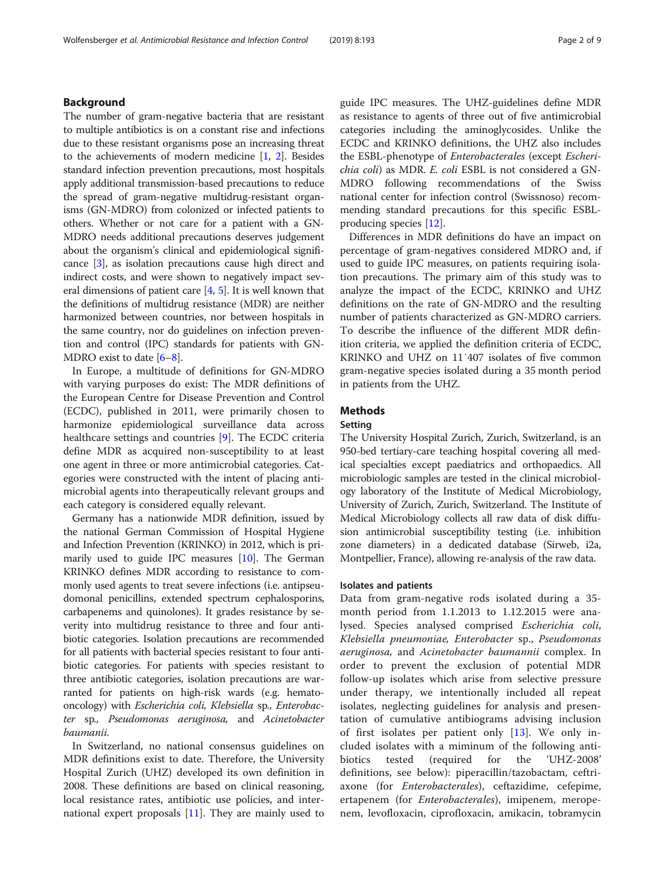## Background

The number of gram-negative bacteria that are resistant to multiple antibiotics is on a constant rise and infections due to these resistant organisms pose an increasing threat to the achievements of modern medicine [1, 2]. Besides standard infection prevention precautions, most hospitals apply additional transmission-based precautions to reduce the spread of gram-negative multidrug-resistant organisms (GN-MDRO) from colonized or infected patients to others. Whether or not care for a patient with a GN-MDRO needs additional precautions deserves judgement about the organism's clinical and epidemiological significance [3], as isolation precautions cause high direct and indirect costs, and were shown to negatively impact several dimensions of patient care [4, 5]. It is well known that the definitions of multidrug resistance (MDR) are neither harmonized between countries, nor between hospitals in the same country, nor do guidelines on infection prevention and control (IPC) standards for patients with GN-MDRO exist to date [6–8].

In Europe, a multitude of definitions for GN-MDRO with varying purposes do exist: The MDR definitions of the European Centre for Disease Prevention and Control (ECDC), published in 2011, were primarily chosen to harmonize epidemiological surveillance data across healthcare settings and countries [9]. The ECDC criteria define MDR as acquired non-susceptibility to at least one agent in three or more antimicrobial categories. Categories were constructed with the intent of placing antimicrobial agents into therapeutically relevant groups and each category is considered equally relevant.

Germany has a nationwide MDR definition, issued by the national German Commission of Hospital Hygiene and Infection Prevention (KRINKO) in 2012, which is primarily used to guide IPC measures [10]. The German KRINKO defines MDR according to resistance to commonly used agents to treat severe infections (i.e. antipseudomonal penicillins, extended spectrum cephalosporins, carbapenems and quinolones). It grades resistance by severity into multidrug resistance to three and four antibiotic categories. Isolation precautions are recommended for all patients with bacterial species resistant to four antibiotic categories. For patients with species resistant to three antibiotic categories, isolation precautions are warranted for patients on high-risk wards (e.g. hemato-oncology) with *Escherichia coli, Klebsiella* sp.*, Enterobacter* sp.*, Pseudomonas aeruginosa,* and *Acinetobacter baumanii.*

In Switzerland, no national consensus guidelines on MDR definitions exist to date. Therefore, the University Hospital Zurich (UHZ) developed its own definition in 2008. These definitions are based on clinical reasoning, local resistance rates, antibiotic use policies, and international expert proposals [11]. They are mainly used to guide IPC measures. The UHZ-guidelines define MDR as resistance to agents of three out of five antimicrobial categories including the aminoglycosides. Unlike the ECDC and KRINKO definitions, the UHZ also includes the ESBL-phenotype of *Enterobacterales* (except *Escherichia coli*) as MDR. *E. coli* ESBL is not considered a GN-MDRO following recommendations of the Swiss national center for infection control (Swissnoso) recommending standard precautions for this specific ESBL-producing species [12].

Differences in MDR definitions do have an impact on percentage of gram-negatives considered MDRO and, if used to guide IPC measures, on patients requiring isolation precautions. The primary aim of this study was to analyze the impact of the ECDC, KRINKO and UHZ definitions on the rate of GN-MDRO and the resulting number of patients characterized as GN-MDRO carriers. To describe the influence of the different MDR definition criteria, we applied the definition criteria of ECDC, KRINKO and UHZ on 11´407 isolates of five common gram-negative species isolated during a 35 month period in patients from the UHZ.

## Methods

### Setting

The University Hospital Zurich, Zurich, Switzerland, is an 950-bed tertiary-care teaching hospital covering all medical specialties except paediatrics and orthopaedics. All microbiologic samples are tested in the clinical microbiology laboratory of the Institute of Medical Microbiology, University of Zurich, Zurich, Switzerland. The Institute of Medical Microbiology collects all raw data of disk diffusion antimicrobial susceptibility testing (i.e. inhibition zone diameters) in a dedicated database (Sirweb, i2a, Montpellier, France), allowing re-analysis of the raw data.

### Isolates and patients

Data from gram-negative rods isolated during a 35-month period from 1.1.2013 to 1.12.2015 were analysed. Species analysed comprised *Escherichia coli, Klebsiella pneumoniae, Enterobacter* sp.*, Pseudomonas aeruginosa,* and *Acinetobacter baumannii* complex. In order to prevent the exclusion of potential MDR follow-up isolates which arise from selective pressure under therapy, we intentionally included all repeat isolates, neglecting guidelines for analysis and presentation of cumulative antibiograms advising inclusion of first isolates per patient only [13]. We only included isolates with a miminum of the following antibiotics tested (required for the 'UHZ-2008' definitions, see below): piperacillin/tazobactam, ceftriaxone (for *Enterobacterales*), ceftazidime, cefepime, ertapenem (for *Enterobacterales*), imipenem, meropenem, levofloxacin, ciprofloxacin, amikacin, tobramycin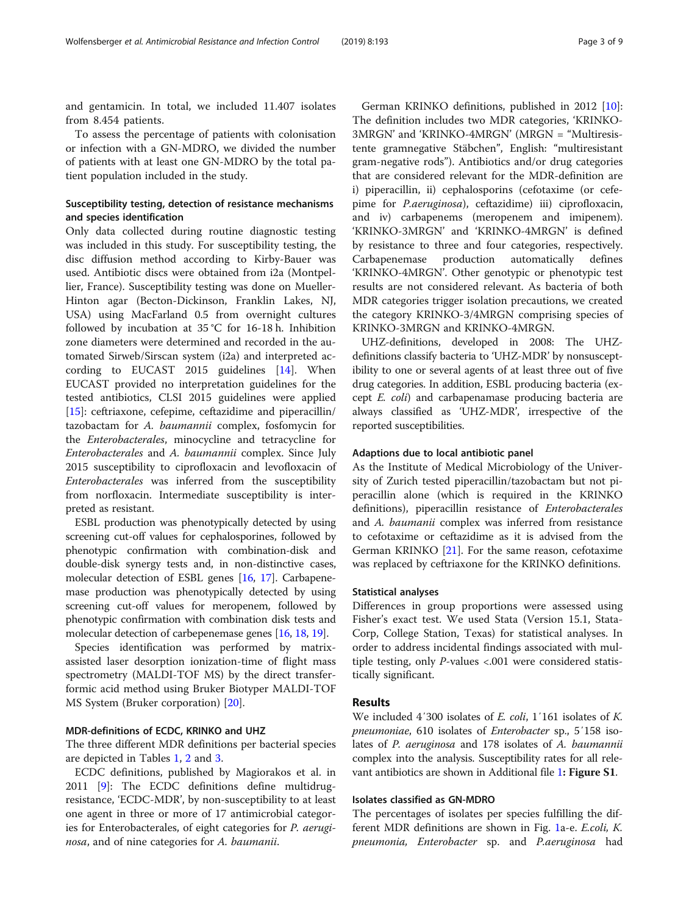and gentamicin. In total, we included 11.407 isolates from 8.454 patients.

To assess the percentage of patients with colonisation or infection with a GN-MDRO, we divided the number of patients with at least one GN-MDRO by the total patient population included in the study.

### Susceptibility testing, detection of resistance mechanisms and species identification

Only data collected during routine diagnostic testing was included in this study. For susceptibility testing, the disc diffusion method according to Kirby-Bauer was used. Antibiotic discs were obtained from i2a (Montpellier, France). Susceptibility testing was done on Mueller-Hinton agar (Becton-Dickinson, Franklin Lakes, NJ, USA) using MacFarland 0.5 from overnight cultures followed by incubation at 35 °C for 16-18 h. Inhibition zone diameters were determined and recorded in the automated Sirweb/Sirscan system (i2a) and interpreted according to EUCAST 2015 guidelines [14]. When EUCAST provided no interpretation guidelines for the tested antibiotics, CLSI 2015 guidelines were applied [15]: ceftriaxone, cefepime, ceftazidime and piperacillin/tazobactam for *A. baumannii* complex, fosfomycin for the *Enterobacterales*, minocycline and tetracycline for *Enterobacterales* and *A. baumannii* complex. Since July 2015 susceptibility to ciprofloxacin and levofloxacin of *Enterobacterales* was inferred from the susceptibility from norfloxacin. Intermediate susceptibility is interpreted as resistant.

ESBL production was phenotypically detected by using screening cut-off values for cephalosporines, followed by phenotypic confirmation with combination-disk and double-disk synergy tests and, in non-distinctive cases, molecular detection of ESBL genes [16, 17]. Carbapenemase production was phenotypically detected by using screening cut-off values for meropenem, followed by phenotypic confirmation with combination disk tests and molecular detection of carbepenemase genes [16, 18, 19].

Species identification was performed by matrix-assisted laser desorption ionization-time of flight mass spectrometry (MALDI-TOF MS) by the direct transfer-formic acid method using Bruker Biotyper MALDI-TOF MS System (Bruker corporation) [20].

### MDR-definitions of ECDC, KRINKO and UHZ

The three different MDR definitions per bacterial species are depicted in Tables 1, 2 and 3.

ECDC definitions, published by Magiorakos et al. in 2011 [9]: The ECDC definitions define multidrug-resistance, 'ECDC-MDR', by non-susceptibility to at least one agent in three or more of 17 antimicrobial categories for Enterobacterales, of eight categories for *P. aeruginosa*, and of nine categories for *A. baumanii*.

German KRINKO definitions, published in 2012 [10]: The definition includes two MDR categories, 'KRINKO-3MRGN' and 'KRINKO-4MRGN' (MRGN = "Multiresistente gramnegative Stäbchen", English: "multiresistant gram-negative rods"). Antibiotics and/or drug categories that are considered relevant for the MDR-definition are i) piperacillin, ii) cephalosporins (cefotaxime (or cefepime for *P.aeruginosa*), ceftazidime) iii) ciprofloxacin, and iv) carbapenems (meropenem and imipenem). 'KRINKO-3MRGN' and 'KRINKO-4MRGN' is defined by resistance to three and four categories, respectively. Carbapenemase production automatically defines 'KRINKO-4MRGN'. Other genotypic or phenotypic test results are not considered relevant. As bacteria of both MDR categories trigger isolation precautions, we created the category KRINKO-3/4MRGN comprising species of KRINKO-3MRGN and KRINKO-4MRGN.

UHZ-definitions, developed in 2008: The UHZ-definitions classify bacteria to 'UHZ-MDR' by nonsusceptibility to one or several agents of at least three out of five drug categories. In addition, ESBL producing bacteria (except *E. coli*) and carbapenamase producing bacteria are always classified as 'UHZ-MDR', irrespective of the reported susceptibilities.

### Adaptions due to local antibiotic panel

As the Institute of Medical Microbiology of the University of Zurich tested piperacillin/tazobactam but not piperacillin alone (which is required in the KRINKO definitions), piperacillin resistance of *Enterobacterales* and *A. baumannii* complex was inferred from resistance to cefotaxime or ceftazidime as it is advised from the German KRINKO [21]. For the same reason, cefotaxime was replaced by ceftriaxone for the KRINKO definitions.

### Statistical analyses

Differences in group proportions were assessed using Fisher's exact test. We used Stata (Version 15.1, StataCorp, College Station, Texas) for statistical analyses. In order to address incidental findings associated with multiple testing, only *P*-values <.001 were considered statistically significant.

## Results

We included 4′300 isolates of *E. coli*, 1′161 isolates of *K. pneumoniae*, 610 isolates of *Enterobacter* sp., 5′158 isolates of *P. aeruginosa* and 178 isolates of *A. baumannii* complex into the analysis. Susceptibility rates for all relevant antibiotics are shown in Additional file 1: **Figure S1**.

### Isolates classified as GN-MDRO

The percentages of isolates per species fulfilling the different MDR definitions are shown in Fig. 1a-e. *E.coli*, *K. pneumonia*, *Enterobacter* sp. and *P.aeruginosa* had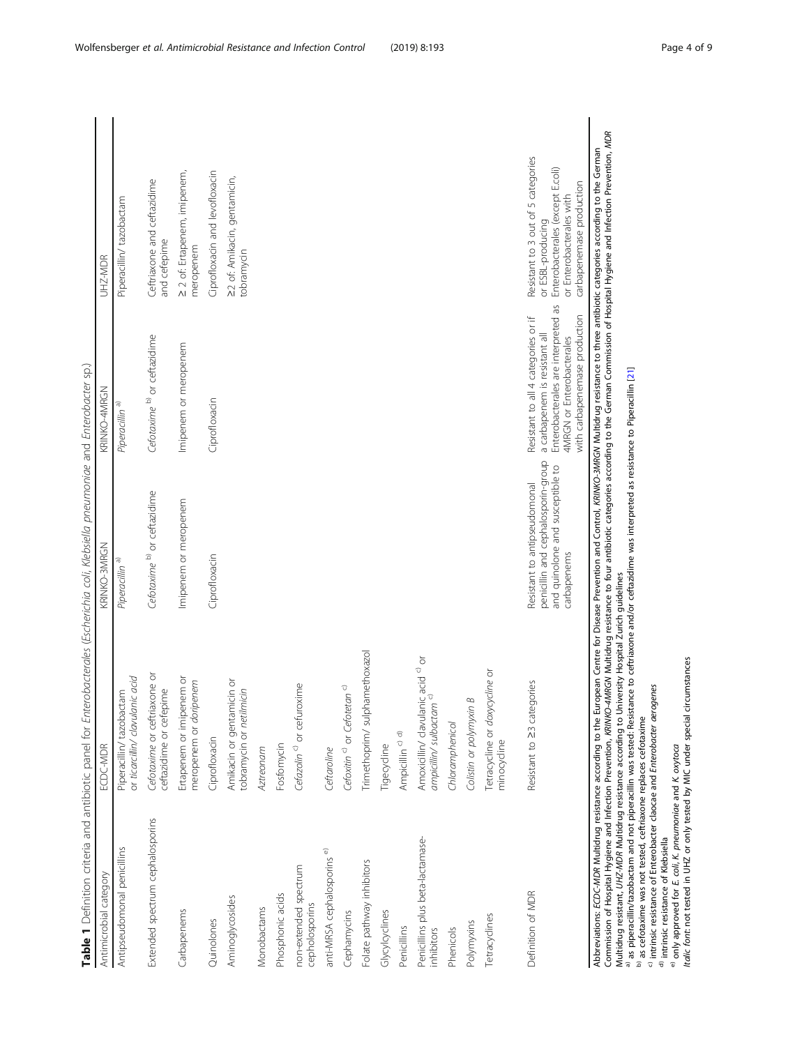**Table 1** Definition criteria and antibiotic panel for *Enterobacterales* (*Escherichia coli*, *Klebsiella pneumoniae* and *Enterobacter* sp.)

| Antimicrobial category | ECDC-MDR | KRINKO-3MRGN | KRINKO-4MRGN | UHZ-MDR |
|---|---|---|---|---|
| Antipseudomonal penicillins | Piperacillin/ tazobactam or *ticarcillin/ clavulanic acid* | *Piperacillin* [a] | *Piperacillin* [a] | Piperacillin/ tazobactam |
| Extended spectrum cephalosporins | *Cefotaxime* or ceftriaxone or ceftazidime or cefepime | *Cefotaxime* [b] or ceftazidime | *Cefotaxime* [b] or ceftazidime | Ceftriaxone and ceftazidime and cefepime |
| Carbapenems | Ertapenem or imipenem or meropenem or *doripenem* | Imipenem or meropenem | Imipenem or meropenem | ≥ 2 of: Ertapenem, imipenem, meropenem |
| Quinolones | Ciprofloxacin | Ciprofloxacin | Ciprofloxacin | Ciprofloxacin and levofloxacin |
| Aminoglycosides | Amikacin or gentamicin or tobramycin or *netilmicin* | | | ≥2 of: Amikacin, gentamicin, tobramycin |
| Monobactams | *Aztreonam* | | | |
| Phosphonic acids | Fosfomycin | | | |
| non-extended spectrum cephalosporins | *Cefazolin* [c] or cefuroxime | | | |
| anti-MRSA cephalosporins [e] | *Ceftaroline* | | | |
| Cephamycins | *Cefoxitin* [c] or *Cefotetan* [c] | | | |
| Folate pathway inhibitors | Trimethoprim/ sulphamethoxazol | | | |
| Glycylcyclines | Tigecycline | | | |
| Penicillins | Ampicillin [c] [d] | | | |
| Penicillins plus beta-lactamase-inhibitors | Amoxicillin/ clavulanic acid [c] or *ampicillin/ sulbactam* [c] | | | |
| Phenicols | *Chloramphenicol* | | | |
| Polymyxins | *Colistin or polymyxin B* | | | |
| Tetracyclines | *Tetracycline* or *doxycycline* or minocycline | | | |
| Definition of MDR | Resistant to ≥3 categories | Resistant to antipseudomonal penicillin and cephalosporin-group and quinolone and susceptible to carbapenems | Resistant to all 4 categories or if a carbapenem is resistant all Enterobacterales are interpreted as 4MRGN or Enterobacterales with carbapenemase production | Resistant to 3 out of 5 categories or ESBL-producing Enterobacterales (except E.coli) or Enterobacterales with carbapenemase production |

Abbreviations: *ECDC-MDR* Multidrug resistance according to the European Centre for Disease Prevention and Control, *KRINKO-3MRGN* Multidrug resistance to three antibiotic categories according to the German Commission of Hospital Hygiene and Infection Prevention, *KRINKO-4MRGN* Multidrug resistance to four antibiotic categories according to the German Commission of Hospital Hygiene and Infection Prevention, *MDR* Multidrug resistant, *UHZ-MDR* Multidrug resistance according to University Hospital Zurich guidelines

[a] as piperacillin/tazobactam and not piperacillin was tested: Resistance to ceftriaxone and/or ceftazidime was interpreted as resistance to Piperacillin [21]

[b] as cefotaxime was not tested, ceftriaxone replaces cefotaxime

[c] intrinsic resistance of Enterobacter cloace and *Enterobacter aerogenes*

[d] intrinsic resistance of Klebsiella

[e] only approved for *E. coli*, *K. pneumoniae* and *K. oxytoca*

*Italic font*: not tested in UHZ or only tested by MIC under special circumstances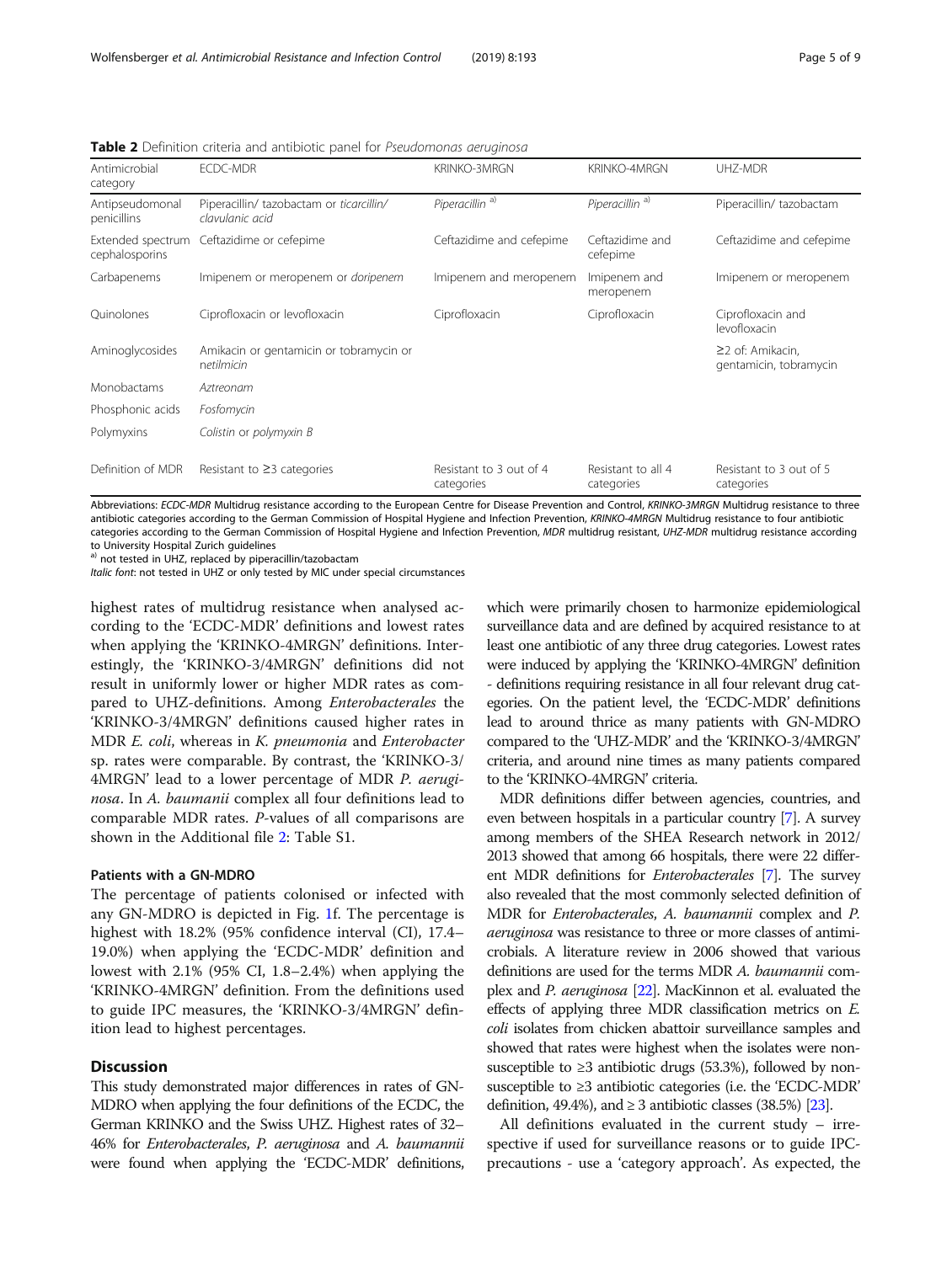**Table 2** Definition criteria and antibiotic panel for *Pseudomonas aeruginosa*

| Antimicrobial category | ECDC-MDR | KRINKO-3MRGN | KRINKO-4MRGN | UHZ-MDR |
|---|---|---|---|---|
| Antipseudomonal penicillins | Piperacillin/ tazobactam or *ticarcillin/ clavulanic acid* | *Piperacillin* [a)] | *Piperacillin* [a)] | Piperacillin/ tazobactam |
| Extended spectrum cephalosporins | Ceftazidime or cefepime | Ceftazidime and cefepime | Ceftazidime and cefepime | Ceftazidime and cefepime |
| Carbapenems | Imipenem or meropenem or *doripenem* | Imipenem and meropenem | Imipenem and meropenem | Imipenem or meropenem |
| Quinolones | Ciprofloxacin or levofloxacin | Ciprofloxacin | Ciprofloxacin | Ciprofloxacin and levofloxacin |
| Aminoglycosides | Amikacin or gentamicin or tobramycin or *netilmicin* | | | ≥2 of: Amikacin, gentamicin, tobramycin |
| Monobactams | *Aztreonam* | | | |
| Phosphonic acids | *Fosfomycin* | | | |
| Polymyxins | *Colistin* or *polymyxin B* | | | |
| Definition of MDR | Resistant to ≥3 categories | Resistant to 3 out of 4 categories | Resistant to all 4 categories | Resistant to 3 out of 5 categories |

Abbreviations: *ECDC-MDR* Multidrug resistance according to the European Centre for Disease Prevention and Control, *KRINKO-3MRGN* Multidrug resistance to three antibiotic categories according to the German Commission of Hospital Hygiene and Infection Prevention, *KRINKO-4MRGN* Multidrug resistance to four antibiotic categories according to the German Commission of Hospital Hygiene and Infection Prevention, *MDR* multidrug resistant, *UHZ-MDR* multidrug resistance according to University Hospital Zurich guidelines

[a)] not tested in UHZ, replaced by piperacillin/tazobactam

*Italic font*: not tested in UHZ or only tested by MIC under special circumstances

highest rates of multidrug resistance when analysed according to the 'ECDC-MDR' definitions and lowest rates when applying the 'KRINKO-3/4MRGN' definitions. Interestingly, the 'KRINKO-3/4MRGN' definitions did not result in uniformly lower or higher MDR rates as compared to UHZ-definitions. Among *Enterobacterales* the 'KRINKO-3/4MRGN' definitions caused higher rates in MDR *E. coli*, whereas in *K. pneumonia* and *Enterobacter* sp. rates were comparable. By contrast, the 'KRINKO-3/4MRGN' lead to a lower percentage of MDR *P. aeruginosa*. In *A. baumanii* complex all four definitions lead to comparable MDR rates. *P*-values of all comparisons are shown in the Additional file 2: Table S1.

### Patients with a GN-MDRO

The percentage of patients colonised or infected with any GN-MDRO is depicted in Fig. 1f. The percentage is highest with 18.2% (95% confidence interval (CI), 17.4–19.0%) when applying the 'ECDC-MDR' definition and lowest with 2.1% (95% CI, 1.8–2.4%) when applying the 'KRINKO-4MRGN' definition. From the definitions used to guide IPC measures, the 'KRINKO-3/4MRGN' definition lead to highest percentages.

## Discussion

This study demonstrated major differences in rates of GN-MDRO when applying the four definitions of the ECDC, the German KRINKO and the Swiss UHZ. Highest rates of 32–46% for *Enterobacterales*, *P. aeruginosa* and *A. baumannii* were found when applying the 'ECDC-MDR' definitions, which were primarily chosen to harmonize epidemiological surveillance data and are defined by acquired resistance to at least one antibiotic of any three drug categories. Lowest rates were induced by applying the 'KRINKO-4MRGN' definition - definitions requiring resistance in all four relevant drug categories. On the patient level, the 'ECDC-MDR' definitions lead to around thrice as many patients with GN-MDRO compared to the 'UHZ-MDR' and the 'KRINKO-3/4MRGN' criteria, and around nine times as many patients compared to the 'KRINKO-4MRGN' criteria.

MDR definitions differ between agencies, countries, and even between hospitals in a particular country [7]. A survey among members of the SHEA Research network in 2012/2013 showed that among 66 hospitals, there were 22 different MDR definitions for *Enterobacterales* [7]. The survey also revealed that the most commonly selected definition of MDR for *Enterobacterales*, *A. baumannii* complex and *P. aeruginosa* was resistance to three or more classes of antimicrobials. A literature review in 2006 showed that various definitions are used for the terms MDR *A. baumannii* complex and *P. aeruginosa* [22]. MacKinnon et al. evaluated the effects of applying three MDR classification metrics on *E. coli* isolates from chicken abattoir surveillance samples and showed that rates were highest when the isolates were non-susceptible to ≥3 antibiotic drugs (53.3%), followed by non-susceptible to ≥3 antibiotic categories (i.e. the 'ECDC-MDR' definition, 49.4%), and ≥ 3 antibiotic classes (38.5%) [23].

All definitions evaluated in the current study – irrespective if used for surveillance reasons or to guide IPC-precautions - use a 'category approach'. As expected, the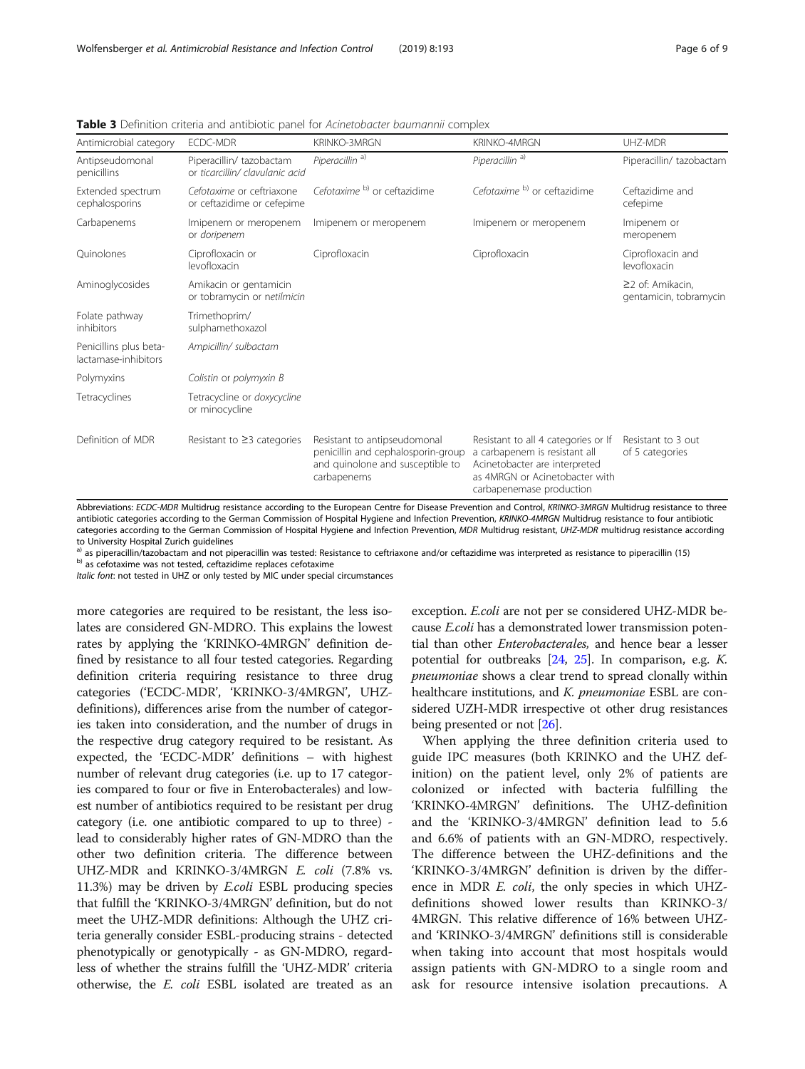**Table 3** Definition criteria and antibiotic panel for *Acinetobacter baumannii* complex

| Antimicrobial category | ECDC-MDR | KRINKO-3MRGN | KRINKO-4MRGN | UHZ-MDR |
|---|---|---|---|---|
| Antipseudomonal penicillins | Piperacillin/ tazobactam or *ticarcillin/ clavulanic acid* | *Piperacillin* [a)] | *Piperacillin* [a)] | Piperacillin/ tazobactam |
| Extended spectrum cephalosporins | *Cefotaxime* or ceftriaxone or ceftazidime or cefepime | *Cefotaxime* [b)] or ceftazidime | *Cefotaxime* [b)] or ceftazidime | Ceftazidime and cefepime |
| Carbapenems | Imipenem or meropenem or *doripenem* | Imipenem or meropenem | Imipenem or meropenem | Imipenem or meropenem |
| Quinolones | Ciprofloxacin or levofloxacin | Ciprofloxacin | Ciprofloxacin | Ciprofloxacin and levofloxacin |
| Aminoglycosides | Amikacin or gentamicin or tobramycin or *netilmicin* | | | ≥2 of: Amikacin, gentamicin, tobramycin |
| Folate pathway inhibitors | Trimethoprim/ sulphamethoxazol | | | |
| Penicillins plus beta-lactamase-inhibitors | *Ampicillin/ sulbactam* | | | |
| Polymyxins | *Colistin* or *polymyxin B* | | | |
| Tetracyclines | Tetracycline or *doxycycline* or minocycline | | | |
| Definition of MDR | Resistant to ≥3 categories | Resistant to antipseudomonal penicillin and cephalosporin-group and quinolone and susceptible to carbapenems | Resistant to all 4 categories or If a carbapenem is resistant all Acinetobacter are interpreted as 4MRGN or Acinetobacter with carbapenemase production | Resistant to 3 out of 5 categories |

Abbreviations: *ECDC-MDR* Multidrug resistance according to the European Centre for Disease Prevention and Control, *KRINKO-3MRGN* Multidrug resistance to three antibiotic categories according to the German Commission of Hospital Hygiene and Infection Prevention, *KRINKO-4MRGN* Multidrug resistance to four antibiotic categories according to the German Commission of Hospital Hygiene and Infection Prevention, *MDR* Multidrug resistant, *UHZ-MDR* multidrug resistance according to University Hospital Zurich guidelines

[a)] as piperacillin/tazobactam and not piperacillin was tested: Resistance to ceftriaxone and/or ceftazidime was interpreted as resistance to piperacillin (15)

[b)] as cefotaxime was not tested, ceftazidime replaces cefotaxime

*Italic font*: not tested in UHZ or only tested by MIC under special circumstances

more categories are required to be resistant, the less isolates are considered GN-MDRO. This explains the lowest rates by applying the 'KRINKO-4MRGN' definition defined by resistance to all four tested categories. Regarding definition criteria requiring resistance to three drug categories ('ECDC-MDR', 'KRINKO-3/4MRGN', UHZ-definitions), differences arise from the number of categories taken into consideration, and the number of drugs in the respective drug category required to be resistant. As expected, the 'ECDC-MDR' definitions – with highest number of relevant drug categories (i.e. up to 17 categories compared to four or five in Enterobacterales) and lowest number of antibiotics required to be resistant per drug category (i.e. one antibiotic compared to up to three) - lead to considerably higher rates of GN-MDRO than the other two definition criteria. The difference between UHZ-MDR and KRINKO-3/4MRGN *E. coli* (7.8% vs. 11.3%) may be driven by *E.coli* ESBL producing species that fulfill the 'KRINKO-3/4MRGN' definition, but do not meet the UHZ-MDR definitions: Although the UHZ criteria generally consider ESBL-producing strains - detected phenotypically or genotypically - as GN-MDRO, regardless of whether the strains fulfill the 'UHZ-MDR' criteria otherwise, the *E. coli* ESBL isolated are treated as an exception. *E.coli* are not per se considered UHZ-MDR because *E.coli* has a demonstrated lower transmission potential than other *Enterobacterales*, and hence bear a lesser potential for outbreaks [24, 25]. In comparison, e.g. *K. pneumoniae* shows a clear trend to spread clonally within healthcare institutions, and *K. pneumoniae* ESBL are considered UZH-MDR irrespective ot other drug resistances being presented or not [26].

When applying the three definition criteria used to guide IPC measures (both KRINKO and the UHZ definition) on the patient level, only 2% of patients are colonized or infected with bacteria fulfilling the 'KRINKO-4MRGN' definitions. The UHZ-definition and the 'KRINKO-3/4MRGN' definition lead to 5.6 and 6.6% of patients with an GN-MDRO, respectively. The difference between the UHZ-definitions and the 'KRINKO-3/4MRGN' definition is driven by the difference in MDR *E. coli*, the only species in which UHZ-definitions showed lower results than KRINKO-3/4MRGN. This relative difference of 16% between UHZ- and 'KRINKO-3/4MRGN' definitions still is considerable when taking into account that most hospitals would assign patients with GN-MDRO to a single room and ask for resource intensive isolation precautions. A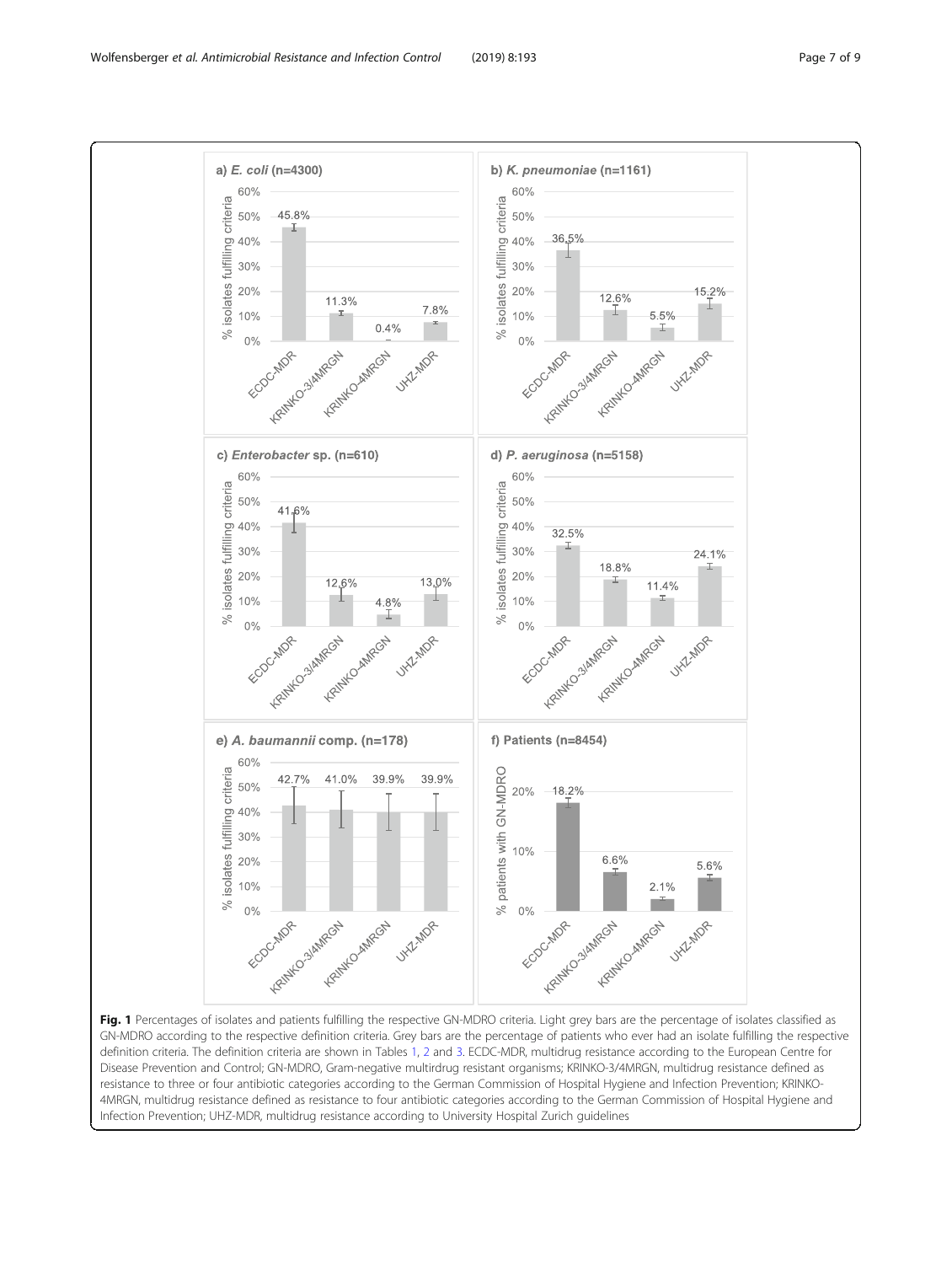**Fig. 1** Percentages of isolates and patients fulfilling the respective GN-MDRO criteria. Light grey bars are the percentage of isolates classified as GN-MDRO according to the respective definition criteria. Grey bars are the percentage of patients who ever had an isolate fulfilling the respective definition criteria. The definition criteria are shown in Tables 1, 2 and 3. ECDC-MDR, multidrug resistance according to the European Centre for Disease Prevention and Control; GN-MDRO, Gram-negative multidrug resistant organisms; KRINKO-3/4MRGN, multidrug resistance defined as resistance to three or four antibiotic categories according to the German Commission of Hospital Hygiene and Infection Prevention; KRINKO-4MRGN, multidrug resistance defined as resistance to four antibiotic categories according to the German Commission of Hospital Hygiene and Infection Prevention; UHZ-MDR, multidrug resistance according to University Hospital Zurich guidelines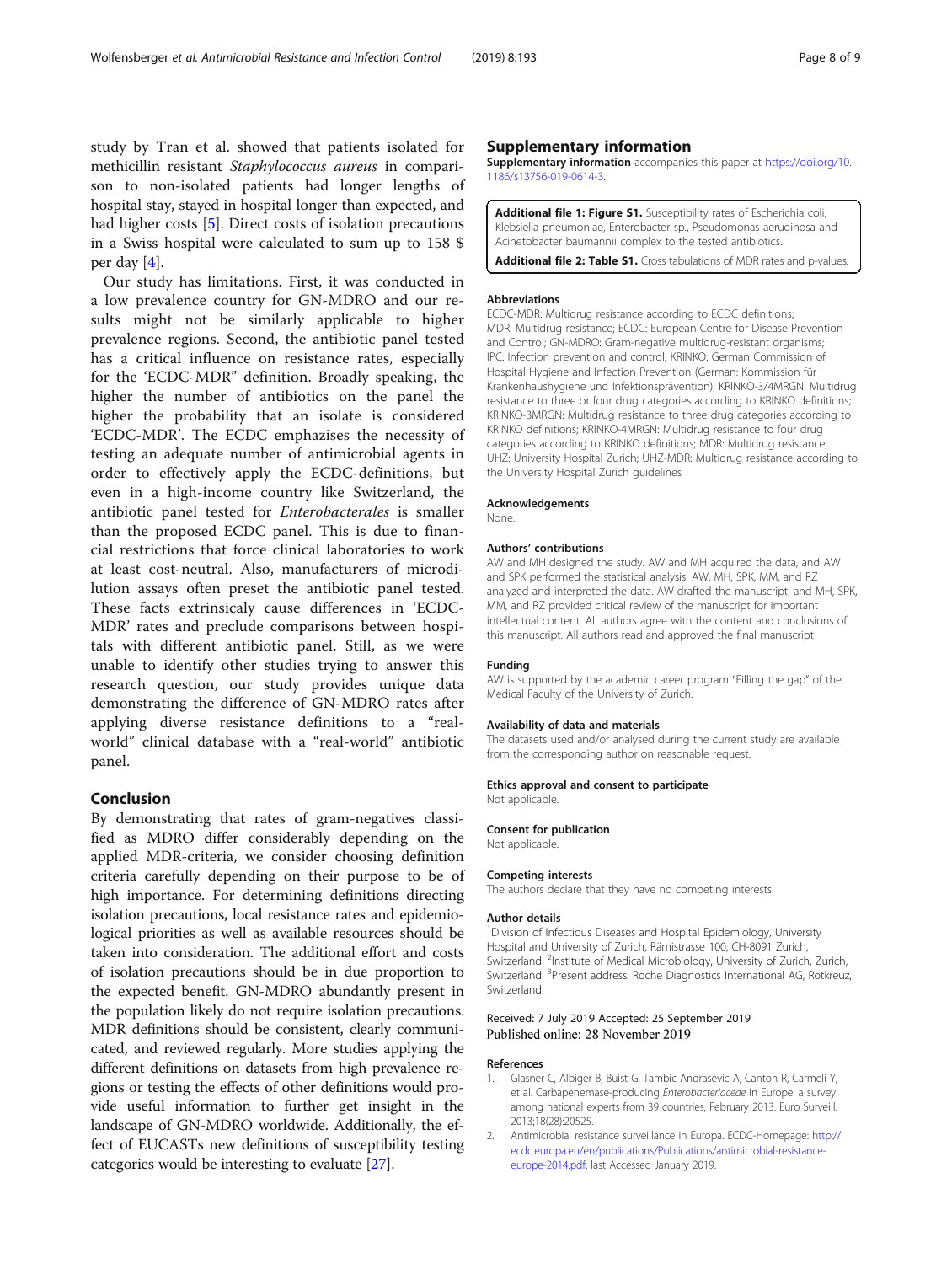study by Tran et al. showed that patients isolated for methicillin resistant *Staphylococcus aureus* in comparison to non-isolated patients had longer lengths of hospital stay, stayed in hospital longer than expected, and had higher costs [5]. Direct costs of isolation precautions in a Swiss hospital were calculated to sum up to 158 $ per day [4].

Our study has limitations. First, it was conducted in a low prevalence country for GN-MDRO and our results might not be similarly applicable to higher prevalence regions. Second, the antibiotic panel tested has a critical influence on resistance rates, especially for the 'ECDC-MDR" definition. Broadly speaking, the higher the number of antibiotics on the panel the higher the probability that an isolate is considered 'ECDC-MDR'. The ECDC emphazises the necessity of testing an adequate number of antimicrobial agents in order to effectively apply the ECDC-definitions, but even in a high-income country like Switzerland, the antibiotic panel tested for *Enterobacterales* is smaller than the proposed ECDC panel. This is due to financial restrictions that force clinical laboratories to work at least cost-neutral. Also, manufacturers of microdilution assays often preset the antibiotic panel tested. These facts extrinsicaly cause differences in 'ECDC-MDR' rates and preclude comparisons between hospitals with different antibiotic panel. Still, as we were unable to identify other studies trying to answer this research question, our study provides unique data demonstrating the difference of GN-MDRO rates after applying diverse resistance definitions to a "real-world" clinical database with a "real-world" antibiotic panel.

## Conclusion

By demonstrating that rates of gram-negatives classified as MDRO differ considerably depending on the applied MDR-criteria, we consider choosing definition criteria carefully depending on their purpose to be of high importance. For determining definitions directing isolation precautions, local resistance rates and epidemiological priorities as well as available resources should be taken into consideration. The additional effort and costs of isolation precautions should be in due proportion to the expected benefit. GN-MDRO abundantly present in the population likely do not require isolation precautions. MDR definitions should be consistent, clearly communicated, and reviewed regularly. More studies applying the different definitions on datasets from high prevalence regions or testing the effects of other definitions would provide useful information to further get insight in the landscape of GN-MDRO worldwide. Additionally, the effect of EUCASTs new definitions of susceptibility testing categories would be interesting to evaluate [27].

## Supplementary information

**Supplementary information** accompanies this paper at https://doi.org/10.1186/s13756-019-0614-3.

**Additional file 1: Figure S1.** Susceptibility rates of Escherichia coli, Klebsiella pneumoniae, Enterobacter sp., Pseudomonas aeruginosa and Acinetobacter baumannii complex to the tested antibiotics.

**Additional file 2: Table S1.** Cross tabulations of MDR rates and p-values.

#### Abbreviations

ECDC-MDR: Multidrug resistance according to ECDC definitions; MDR: Multidrug resistance; ECDC: European Centre for Disease Prevention and Control; GN-MDRO: Gram-negative multidrug-resistant organisms; IPC: Infection prevention and control; KRINKO: German Commission of Hospital Hygiene and Infection Prevention (German: Kommission für Krankenhaushygiene und Infektionsprävention); KRINKO-3/4MRGN: Multidrug resistance to three or four drug categories according to KRINKO definitions; KRINKO-3MRGN: Multidrug resistance to three drug categories according to KRINKO definitions; KRINKO-4MRGN: Multidrug resistance to four drug categories according to KRINKO definitions; MDR: Multidrug resistance; UHZ: University Hospital Zurich; UHZ-MDR: Multidrug resistance according to the University Hospital Zurich guidelines

#### Acknowledgements

None.

#### Authors' contributions

AW and MH designed the study. AW and MH acquired the data, and AW and SPK performed the statistical analysis. AW, MH, SPK, MM, and RZ analyzed and interpreted the data. AW drafted the manuscript, and MH, SPK, MM, and RZ provided critical review of the manuscript for important intellectual content. All authors agree with the content and conclusions of this manuscript. All authors read and approved the final manuscript

#### Funding

AW is supported by the academic career program "Filling the gap" of the Medical Faculty of the University of Zurich.

#### Availability of data and materials

The datasets used and/or analysed during the current study are available from the corresponding author on reasonable request.

#### Ethics approval and consent to participate

Not applicable.

#### Consent for publication

Not applicable.

#### Competing interests

The authors declare that they have no competing interests.

#### Author details

[1]Division of Infectious Diseases and Hospital Epidemiology, University Hospital and University of Zurich, Rämistrasse 100, CH-8091 Zurich, Switzerland. [2]Institute of Medical Microbiology, University of Zurich, Zurich, Switzerland. [3]Present address: Roche Diagnostics International AG, Rotkreuz, Switzerland.

Received: 7 July 2019 Accepted: 25 September 2019
Published online: 28 November 2019

#### References

1. Glasner C, Albiger B, Buist G, Tambic Andrasevic A, Canton R, Carmeli Y, et al. Carbapenemase-producing *Enterobacteriaceae* in Europe: a survey among national experts from 39 countries, February 2013. Euro Surveill. 2013;18(28):20525.
2. Antimicrobial resistance surveillance in Europa. ECDC-Homepage: http://ecdc.europa.eu/en/publications/Publications/antimicrobial-resistance-europe-2014.pdf, last Accessed January 2019.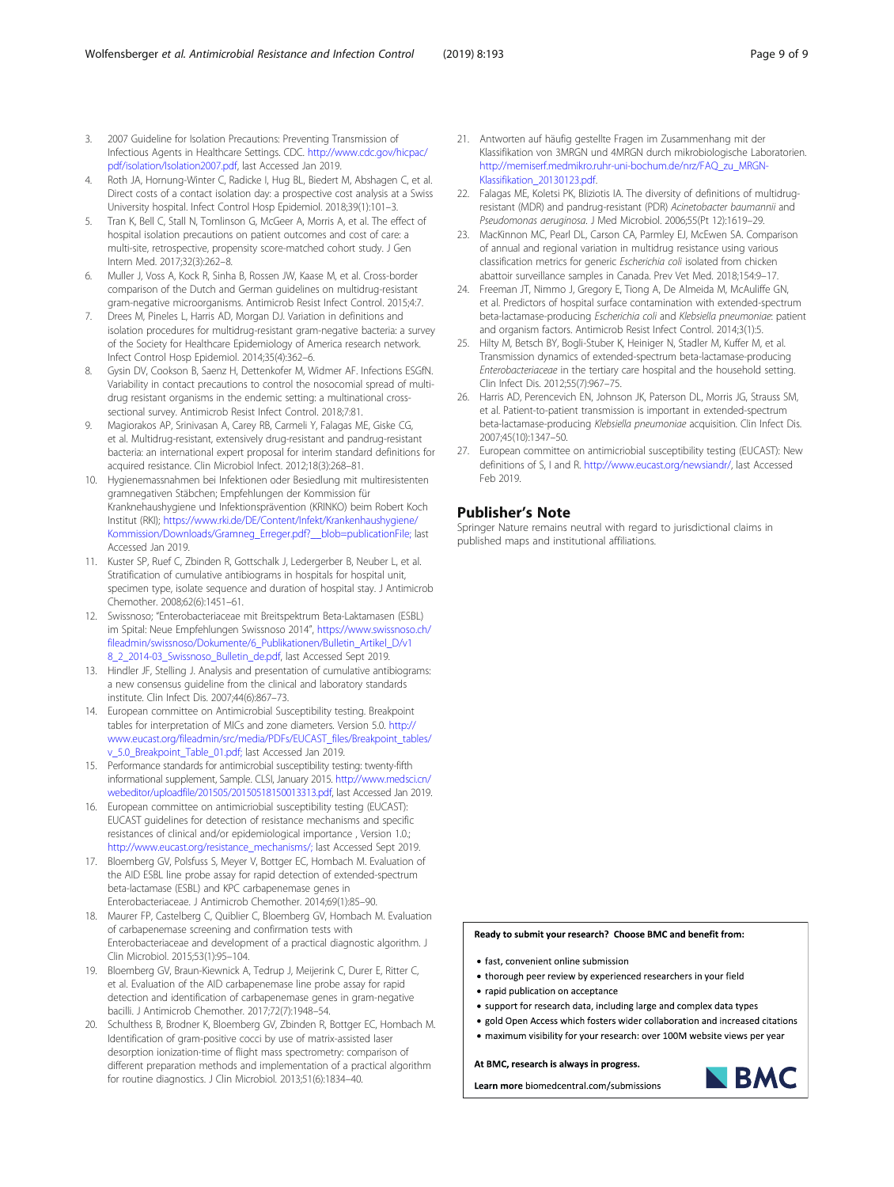3. 2007 Guideline for Isolation Precautions: Preventing Transmission of Infectious Agents in Healthcare Settings. CDC. http://www.cdc.gov/hicpac/pdf/isolation/Isolation2007.pdf, last Accessed Jan 2019.
4. Roth JA, Hornung-Winter C, Radicke I, Hug BL, Biedert M, Abshagen C, et al. Direct costs of a contact isolation day: a prospective cost analysis at a Swiss University hospital. Infect Control Hosp Epidemiol. 2018;39(1):101–3.
5. Tran K, Bell C, Stall N, Tomlinson G, McGeer A, Morris A, et al. The effect of hospital isolation precautions on patient outcomes and cost of care: a multi-site, retrospective, propensity score-matched cohort study. J Gen Intern Med. 2017;32(3):262–8.
6. Muller J, Voss A, Kock R, Sinha B, Rossen JW, Kaase M, et al. Cross-border comparison of the Dutch and German guidelines on multidrug-resistant gram-negative microorganisms. Antimicrob Resist Infect Control. 2015;4:7.
7. Drees M, Pineles L, Harris AD, Morgan DJ. Variation in definitions and isolation procedures for multidrug-resistant gram-negative bacteria: a survey of the Society for Healthcare Epidemiology of America research network. Infect Control Hosp Epidemiol. 2014;35(4):362–6.
8. Gysin DV, Cookson B, Saenz H, Dettenkofer M, Widmer AF. Infections ESGfN. Variability in contact precautions to control the nosocomial spread of multi-drug resistant organisms in the endemic setting: a multinational cross-sectional survey. Antimicrob Resist Infect Control. 2018;7:81.
9. Magiorakos AP, Srinivasan A, Carey RB, Carmeli Y, Falagas ME, Giske CG, et al. Multidrug-resistant, extensively drug-resistant and pandrug-resistant bacteria: an international expert proposal for interim standard definitions for acquired resistance. Clin Microbiol Infect. 2012;18(3):268–81.
10. Hygienemassnahmen bei Infektionen oder Besiedlung mit multiresistenten gramnegativen Stäbchen; Empfehlungen der Kommission für Kranknehaushygiene und Infektionsprävention (KRINKO) beim Robert Koch Institut (RKI); https://www.rki.de/DE/Content/Infekt/Krankenhaushygiene/Kommission/Downloads/Gramneg_Erreger.pdf?__blob=publicationFile; last Accessed Jan 2019.
11. Kuster SP, Ruef C, Zbinden R, Gottschalk J, Ledergerber B, Neuber L, et al. Stratification of cumulative antibiograms in hospitals for hospital unit, specimen type, isolate sequence and duration of hospital stay. J Antimicrob Chemother. 2008;62(6):1451–61.
12. Swissnoso; "Enterobacteriaceae mit Breitspektrum Beta-Laktamasen (ESBL) im Spital: Neue Empfehlungen Swissnoso 2014", https://www.swissnoso.ch/fileadmin/swissnoso/Dokumente/6_Publikationen/Bulletin_Artikel_D/v18_2_2014-03_Swissnoso_Bulletin_de.pdf, last Accessed Sept 2019.
13. Hindler JF, Stelling J. Analysis and presentation of cumulative antibiograms: a new consensus guideline from the clinical and laboratory standards institute. Clin Infect Dis. 2007;44(6):867–73.
14. European committee on Antimicrobial Susceptibility testing. Breakpoint tables for interpretation of MICs and zone diameters. Version 5.0. http://www.eucast.org/fileadmin/src/media/PDFs/EUCAST_files/Breakpoint_tables/v_5.0_Breakpoint_Table_01.pdf; last Accessed Jan 2019.
15. Performance standards for antimicrobial susceptibility testing: twenty-fifth informational supplement, Sample. CLSI, January 2015. http://www.medsci.cn/webeditor/uploadfile/201505/20150518150013313.pdf, last Accessed Jan 2019.
16. European committee on antimicrobial susceptibility testing (EUCAST): EUCAST guidelines for detection of resistance mechanisms and specific resistances of clinical and/or epidemiological importance , Version 1.0.; http://www.eucast.org/resistance_mechanisms/; last Accessed Sept 2019.
17. Bloemberg GV, Polsfuss S, Meyer V, Bottger EC, Hombach M. Evaluation of the AID ESBL line probe assay for rapid detection of extended-spectrum beta-lactamase (ESBL) and KPC carbapenemase genes in Enterobacteriaceae. J Antimicrob Chemother. 2014;69(1):85–90.
18. Maurer FP, Castelberg C, Quiblier C, Bloemberg GV, Hombach M. Evaluation of carbapenemase screening and confirmation tests with Enterobacteriaceae and development of a practical diagnostic algorithm. J Clin Microbiol. 2015;53(1):95–104.
19. Bloemberg GV, Braun-Kiewnick A, Tedrup J, Meijerink C, Durer E, Ritter C, et al. Evaluation of the AID carbapenemase line probe assay for rapid detection and identification of carbapenemase genes in gram-negative bacilli. J Antimicrob Chemother. 2017;72(7):1948–54.
20. Schulthess B, Brodner K, Bloemberg GV, Zbinden R, Bottger EC, Hombach M. Identification of gram-positive cocci by use of matrix-assisted laser desorption ionization-time of flight mass spectrometry: comparison of different preparation methods and implementation of a practical algorithm for routine diagnostics. J Clin Microbiol. 2013;51(6):1834–40.
21. Antworten auf häufig gestellte Fragen im Zusammenhang mit der Klassifikation von 3MRGN und 4MRGN durch mikrobiologische Laboratorien. http://memiserf.medmikro.ruhr-uni-bochum.de/nrz/FAQ_zu_MRGN-Klassifikation_20130123.pdf.
22. Falagas ME, Koletsi PK, Bliziotis IA. The diversity of definitions of multidrug-resistant (MDR) and pandrug-resistant (PDR) *Acinetobacter baumannii* and *Pseudomonas aeruginosa*. J Med Microbiol. 2006;55(Pt 12):1619–29.
23. MacKinnon MC, Pearl DL, Carson CA, Parmley EJ, McEwen SA. Comparison of annual and regional variation in multidrug resistance using various classification metrics for generic *Escherichia coli* isolated from chicken abattoir surveillance samples in Canada. Prev Vet Med. 2018;154:9–17.
24. Freeman JT, Nimmo J, Gregory E, Tiong A, De Almeida M, McAuliffe GN, et al. Predictors of hospital surface contamination with extended-spectrum beta-lactamase-producing *Escherichia coli* and *Klebsiella pneumoniae*: patient and organism factors. Antimicrob Resist Infect Control. 2014;3(1):5.
25. Hilty M, Betsch BY, Bogli-Stuber K, Heiniger N, Stadler M, Kuffer M, et al. Transmission dynamics of extended-spectrum beta-lactamase-producing *Enterobacteriaceae* in the tertiary care hospital and the household setting. Clin Infect Dis. 2012;55(7):967–75.
26. Harris AD, Perencevich EN, Johnson JK, Paterson DL, Morris JG, Strauss SM, et al. Patient-to-patient transmission is important in extended-spectrum beta-lactamase-producing *Klebsiella pneumoniae* acquisition. Clin Infect Dis. 2007;45(10):1347–50.
27. European committee on antimicriobial susceptibility testing (EUCAST): New definitions of S, I and R. http://www.eucast.org/newsiandr/, last Accessed Feb 2019.

## Publisher's Note

Springer Nature remains neutral with regard to jurisdictional claims in published maps and institutional affiliations.

**Ready to submit your research? Choose BMC and benefit from:**

- fast, convenient online submission
- thorough peer review by experienced researchers in your field
- rapid publication on acceptance
- support for research data, including large and complex data types
- gold Open Access which fosters wider collaboration and increased citations
- maximum visibility for your research: over 100M website views per year

**At BMC, research is always in progress.**

**Learn more** biomedcentral.com/submissions

BMC